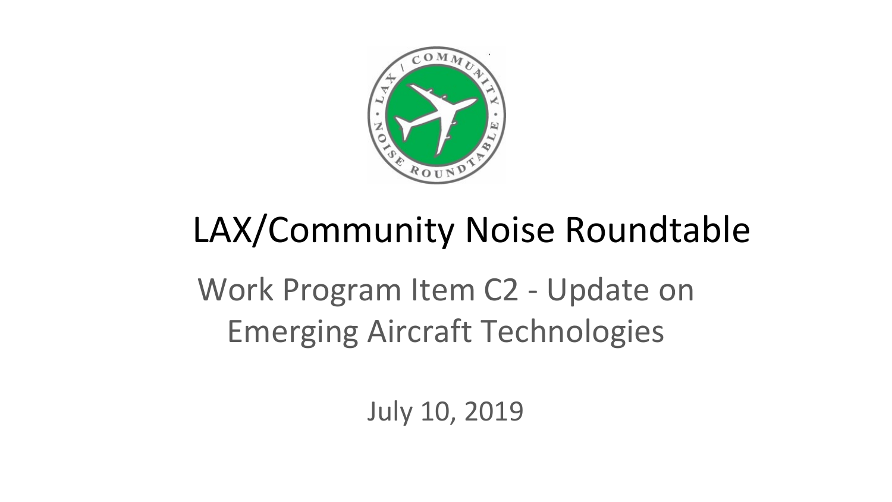# LAX/Community Noise Roundtable

## Work Program Item C2 - Update on Emerging Aircraft Technologies

July 10, 2019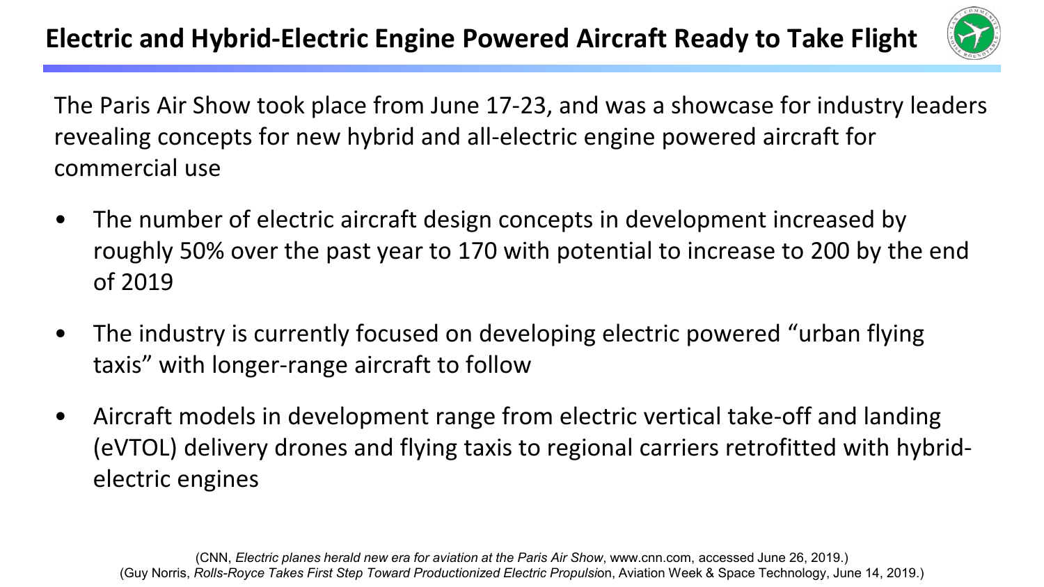# Electric and Hybrid-Electric Engine Powered Aircraft Ready to Take Flight

The Paris Air Show took place from June 17-23, and was a showcase for industry leaders revealing concepts for new hybrid and all-electric engine powered aircraft for commercial use

- The number of electric aircraft design concepts in development increased by roughly 50% over the past year to 170 with potential to increase to 200 by the end of 2019
- The industry is currently focused on developing electric powered "urban flying taxis" with longer-range aircraft to follow
- Aircraft models in development range from electric vertical take-off and landing (eVTOL) delivery drones and flying taxis to regional carriers retrofitted with hybrid-electric engines

(CNN, *Electric planes herald new era for aviation at the Paris Air Show*, www.cnn.com, accessed June 26, 2019.)
(Guy Norris, *Rolls-Royce Takes First Step Toward Productionized Electric Propulsion*, Aviation Week & Space Technology, June 14, 2019.)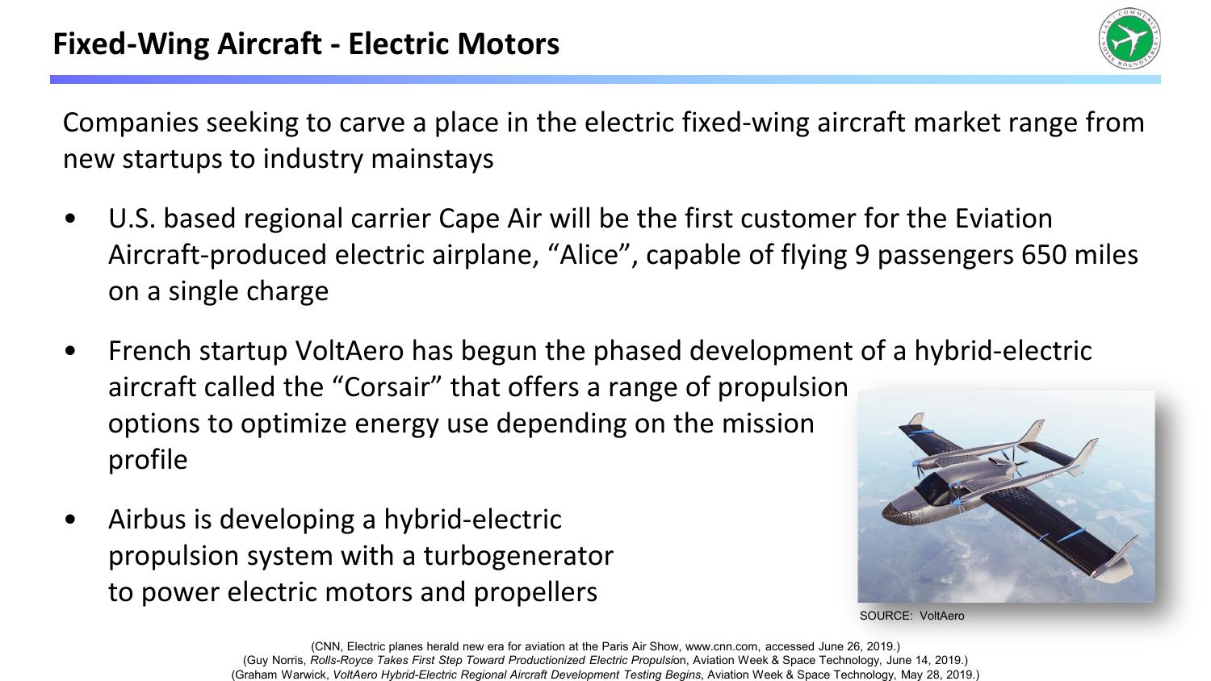# Fixed-Wing Aircraft - Electric Motors

Companies seeking to carve a place in the electric fixed-wing aircraft market range from new startups to industry mainstays

- U.S. based regional carrier Cape Air will be the first customer for the Eviation Aircraft-produced electric airplane, "Alice", capable of flying 9 passengers 650 miles on a single charge
- French startup VoltAero has begun the phased development of a hybrid-electric aircraft called the "Corsair" that offers a range of propulsion options to optimize energy use depending on the mission profile
- Airbus is developing a hybrid-electric propulsion system with a turbogenerator to power electric motors and propellers

SOURCE: VoltAero

(CNN, Electric planes herald new era for aviation at the Paris Air Show, www.cnn.com, accessed June 26, 2019.)
(Guy Norris, *Rolls-Royce Takes First Step Toward Productionized Electric Propulsion*, Aviation Week & Space Technology, June 14, 2019.)
(Graham Warwick, *VoltAero Hybrid-Electric Regional Aircraft Development Testing Begins*, Aviation Week & Space Technology, May 28, 2019.)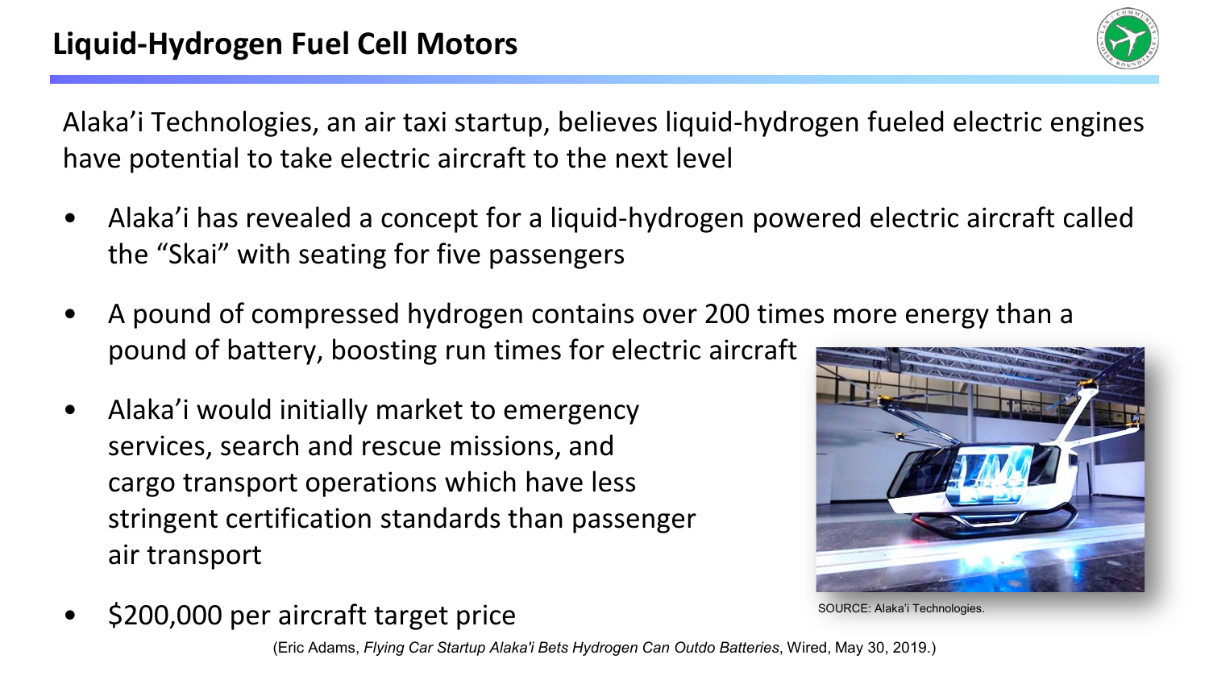# Liquid-Hydrogen Fuel Cell Motors

Alaka'i Technologies, an air taxi startup, believes liquid-hydrogen fueled electric engines have potential to take electric aircraft to the next level

- Alaka'i has revealed a concept for a liquid-hydrogen powered electric aircraft called the "Skai" with seating for five passengers
- A pound of compressed hydrogen contains over 200 times more energy than a pound of battery, boosting run times for electric aircraft
- Alaka'i would initially market to emergency services, search and rescue missions, and cargo transport operations which have less stringent certification standards than passenger air transport
- $200,000 per aircraft target price

SOURCE: Alaka'i Technologies.

(Eric Adams, *Flying Car Startup Alaka'i Bets Hydrogen Can Outdo Batteries*, Wired, May 30, 2019.)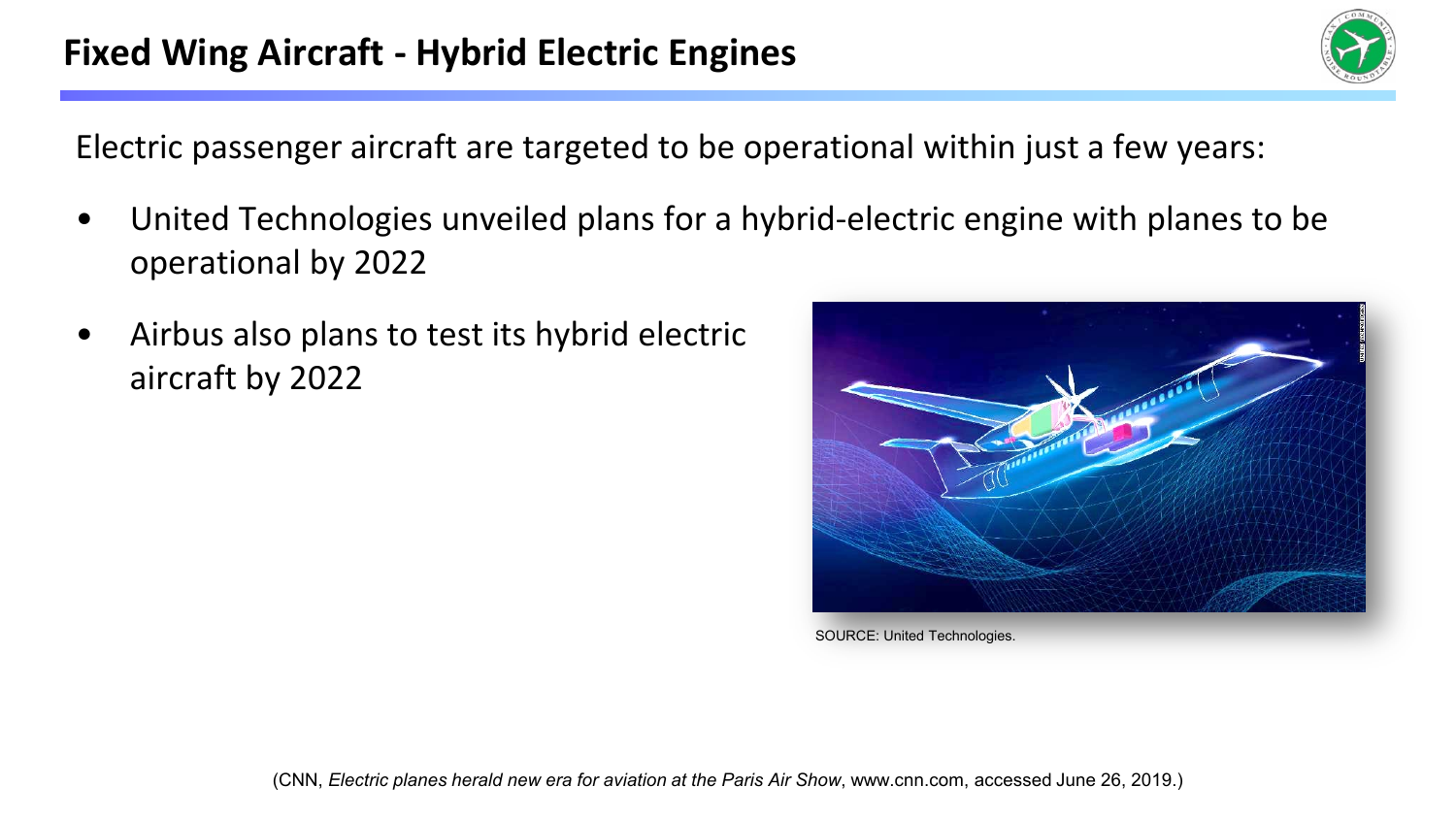# Fixed Wing Aircraft - Hybrid Electric Engines

Electric passenger aircraft are targeted to be operational within just a few years:

- United Technologies unveiled plans for a hybrid-electric engine with planes to be operational by 2022
- Airbus also plans to test its hybrid electric aircraft by 2022

SOURCE: United Technologies.

(CNN, *Electric planes herald new era for aviation at the Paris Air Show*, www.cnn.com, accessed June 26, 2019.)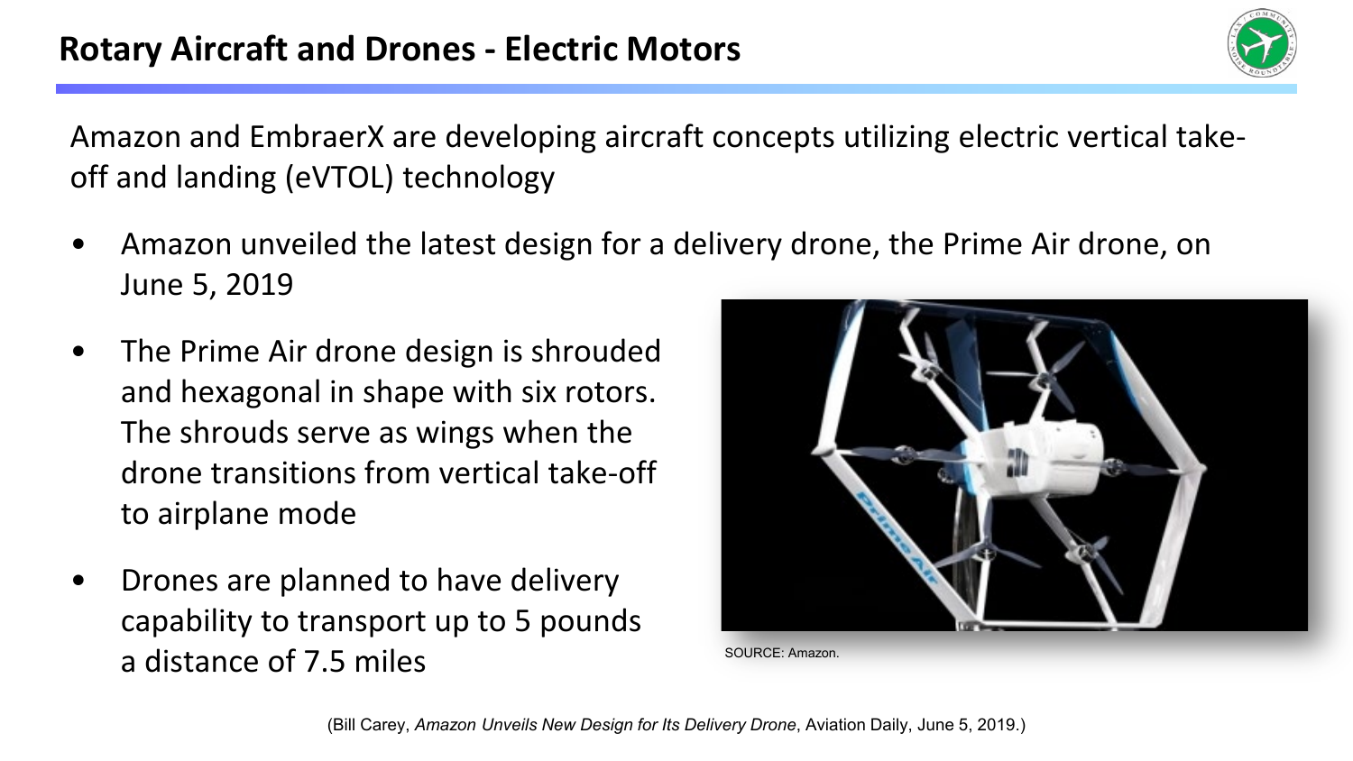# Rotary Aircraft and Drones - Electric Motors

Amazon and EmbraerX are developing aircraft concepts utilizing electric vertical take-off and landing (eVTOL) technology

- Amazon unveiled the latest design for a delivery drone, the Prime Air drone, on June 5, 2019
- The Prime Air drone design is shrouded and hexagonal in shape with six rotors. The shrouds serve as wings when the drone transitions from vertical take-off to airplane mode
- Drones are planned to have delivery capability to transport up to 5 pounds a distance of 7.5 miles

SOURCE: Amazon.

(Bill Carey, *Amazon Unveils New Design for Its Delivery Drone*, Aviation Daily, June 5, 2019.)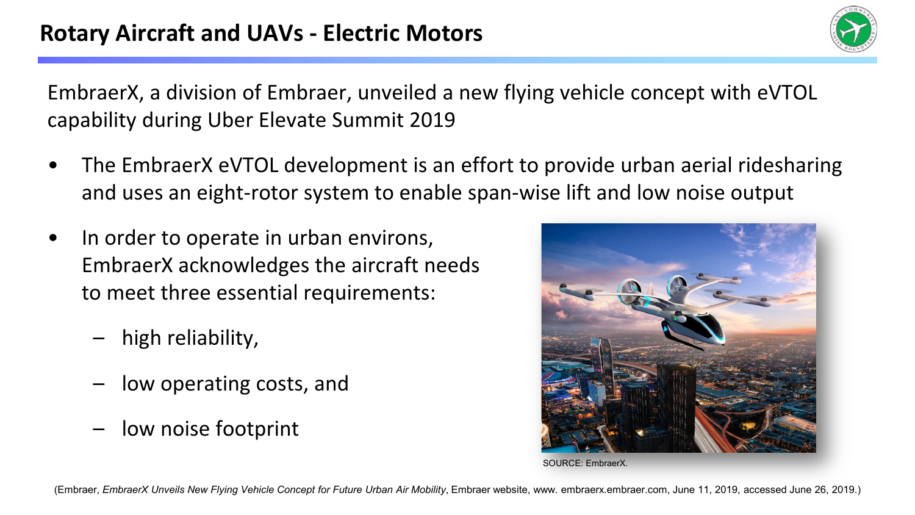# Rotary Aircraft and UAVs - Electric Motors

EmbraerX, a division of Embraer, unveiled a new flying vehicle concept with eVTOL capability during Uber Elevate Summit 2019

- The EmbraerX eVTOL development is an effort to provide urban aerial ridesharing and uses an eight-rotor system to enable span-wise lift and low noise output
- In order to operate in urban environs, EmbraerX acknowledges the aircraft needs to meet three essential requirements:
  - high reliability,
  - low operating costs, and
  - low noise footprint

SOURCE: EmbraerX.

(Embraer, *EmbraerX Unveils New Flying Vehicle Concept for Future Urban Air Mobility*, Embraer website, www. embraerx.embraer.com, June 11, 2019, accessed June 26, 2019.)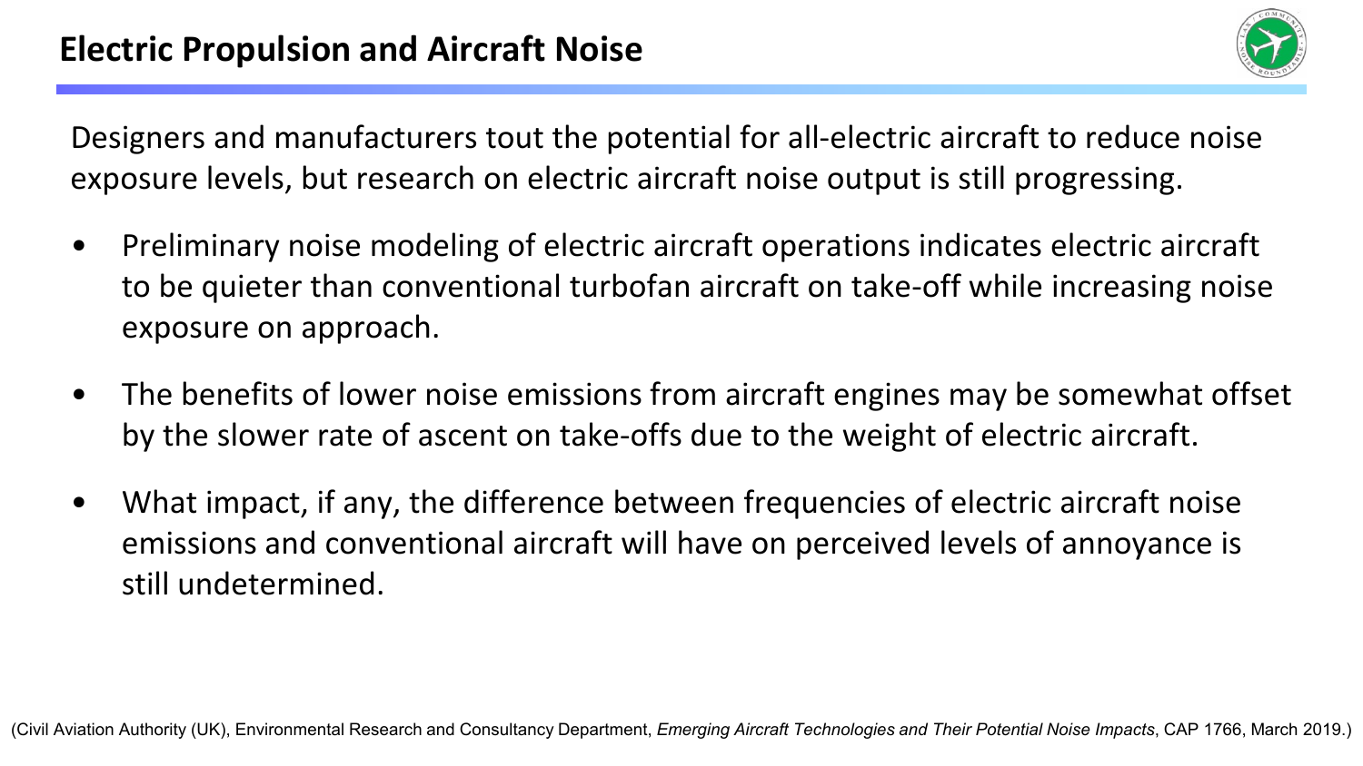# Electric Propulsion and Aircraft Noise

Designers and manufacturers tout the potential for all-electric aircraft to reduce noise exposure levels, but research on electric aircraft noise output is still progressing.

- Preliminary noise modeling of electric aircraft operations indicates electric aircraft to be quieter than conventional turbofan aircraft on take-off while increasing noise exposure on approach.
- The benefits of lower noise emissions from aircraft engines may be somewhat offset by the slower rate of ascent on take-offs due to the weight of electric aircraft.
- What impact, if any, the difference between frequencies of electric aircraft noise emissions and conventional aircraft will have on perceived levels of annoyance is still undetermined.

(Civil Aviation Authority (UK), Environmental Research and Consultancy Department, *Emerging Aircraft Technologies and Their Potential Noise Impacts*, CAP 1766, March 2019.)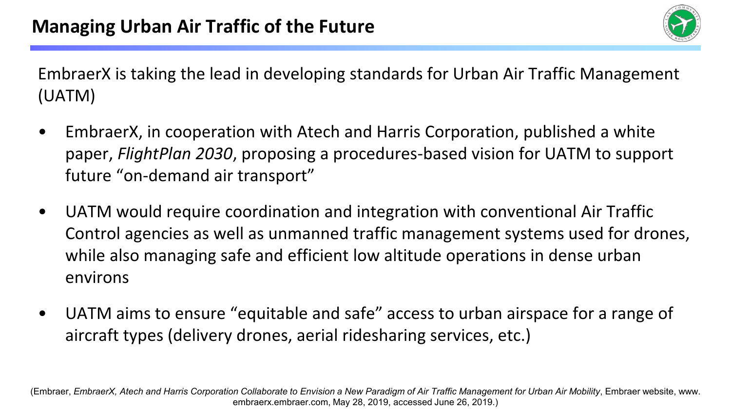## Managing Urban Air Traffic of the Future

EmbraerX is taking the lead in developing standards for Urban Air Traffic Management (UATM)

- EmbraerX, in cooperation with Atech and Harris Corporation, published a white paper, *FlightPlan 2030*, proposing a procedures-based vision for UATM to support future “on-demand air transport”
- UATM would require coordination and integration with conventional Air Traffic Control agencies as well as unmanned traffic management systems used for drones, while also managing safe and efficient low altitude operations in dense urban environs
- UATM aims to ensure “equitable and safe” access to urban airspace for a range of aircraft types (delivery drones, aerial ridesharing services, etc.)

(Embraer, *EmbraerX, Atech and Harris Corporation Collaborate to Envision a New Paradigm of Air Traffic Management for Urban Air Mobility*, Embraer website, www.embraerx.embraer.com, May 28, 2019, accessed June 26, 2019.)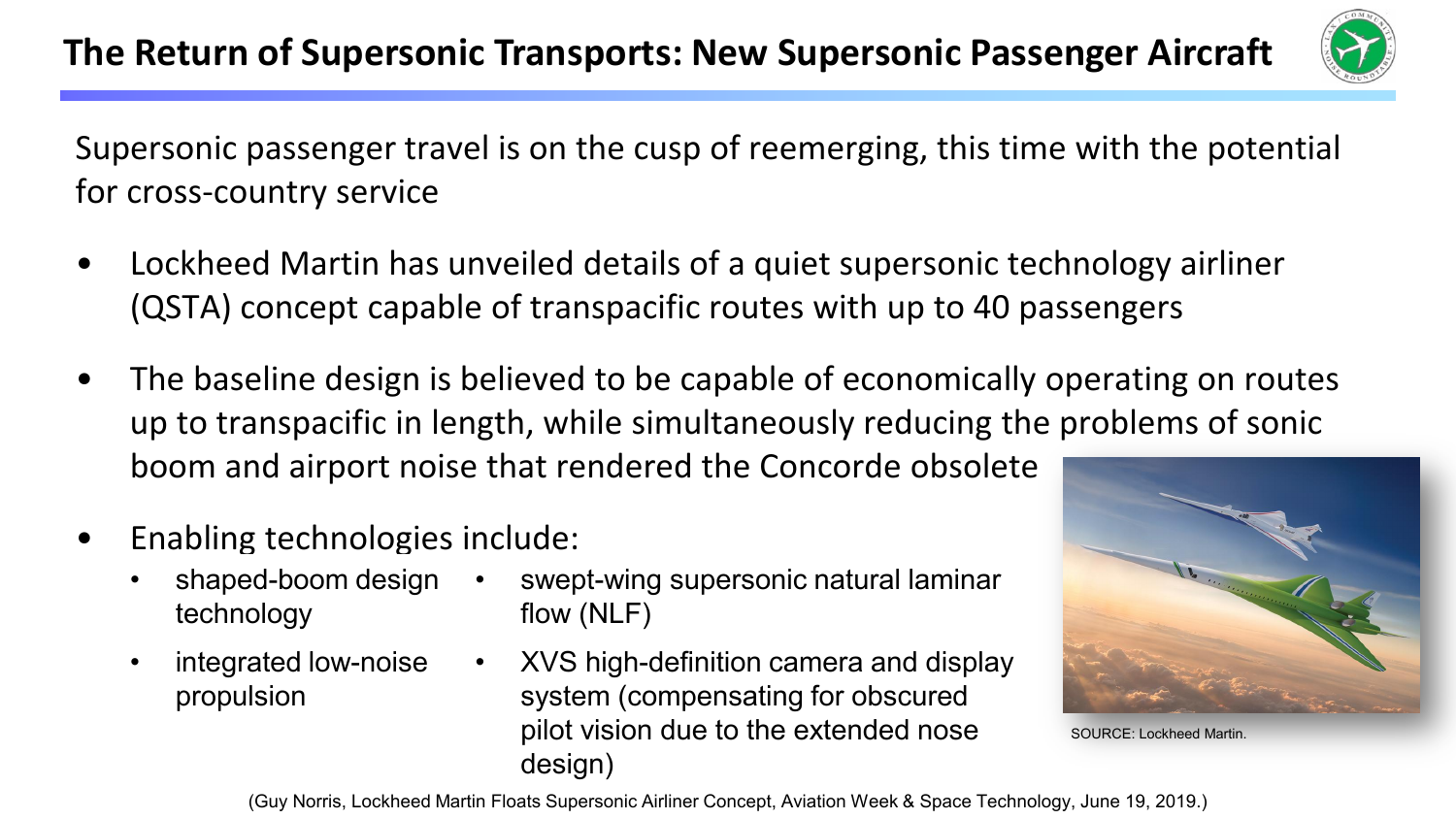# The Return of Supersonic Transports: New Supersonic Passenger Aircraft

Supersonic passenger travel is on the cusp of reemerging, this time with the potential for cross-country service

- Lockheed Martin has unveiled details of a quiet supersonic technology airliner (QSTA) concept capable of transpacific routes with up to 40 passengers
- The baseline design is believed to be capable of economically operating on routes up to transpacific in length, while simultaneously reducing the problems of sonic boom and airport noise that rendered the Concorde obsolete
- Enabling technologies include:
  - shaped-boom design technology
  - integrated low-noise propulsion
  - swept-wing supersonic natural laminar flow (NLF)
  - XVS high-definition camera and display system (compensating for obscured pilot vision due to the extended nose design)

SOURCE: Lockheed Martin.

(Guy Norris, Lockheed Martin Floats Supersonic Airliner Concept, Aviation Week & Space Technology, June 19, 2019.)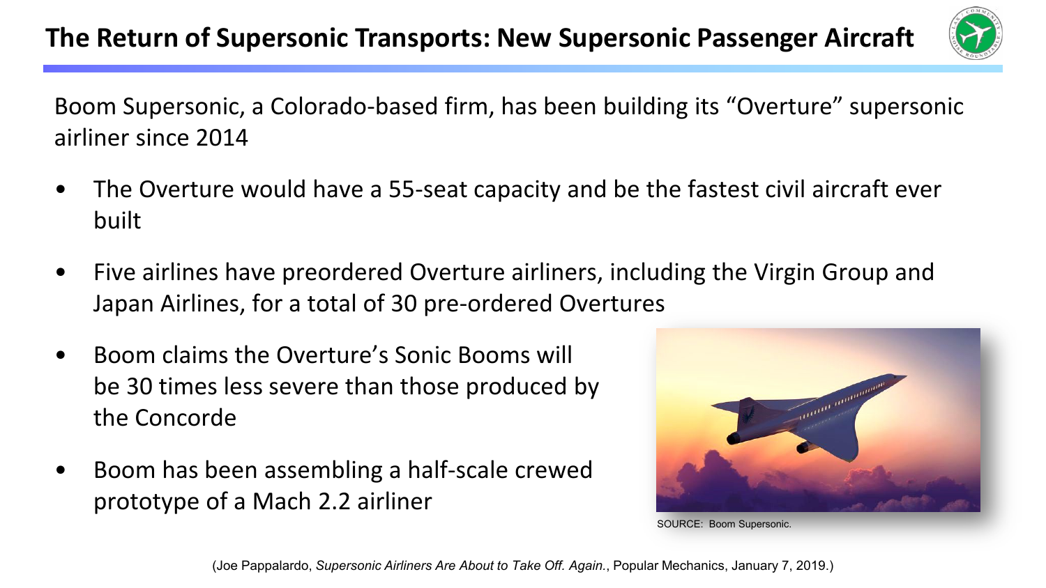# The Return of Supersonic Transports: New Supersonic Passenger Aircraft

Boom Supersonic, a Colorado-based firm, has been building its “Overture” supersonic airliner since 2014

- The Overture would have a 55-seat capacity and be the fastest civil aircraft ever built
- Five airlines have preordered Overture airliners, including the Virgin Group and Japan Airlines, for a total of 30 pre-ordered Overtures
- Boom claims the Overture’s Sonic Booms will be 30 times less severe than those produced by the Concorde
- Boom has been assembling a half-scale crewed prototype of a Mach 2.2 airliner

SOURCE: Boom Supersonic.

(Joe Pappalardo, *Supersonic Airliners Are About to Take Off. Again.*, Popular Mechanics, January 7, 2019.)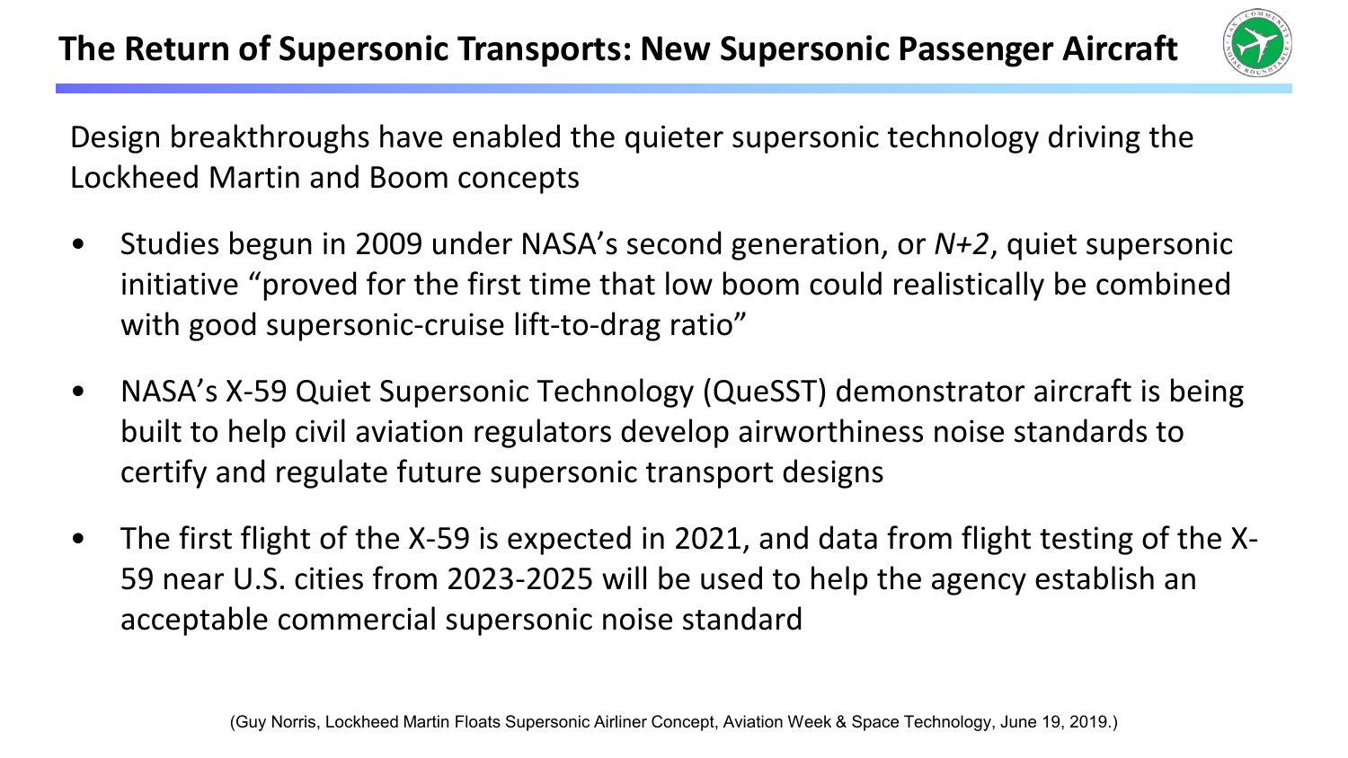# The Return of Supersonic Transports: New Supersonic Passenger Aircraft

Design breakthroughs have enabled the quieter supersonic technology driving the Lockheed Martin and Boom concepts

- Studies begun in 2009 under NASA's second generation, or *N+2*, quiet supersonic initiative "proved for the first time that low boom could realistically be combined with good supersonic-cruise lift-to-drag ratio"
- NASA's X-59 Quiet Supersonic Technology (QueSST) demonstrator aircraft is being built to help civil aviation regulators develop airworthiness noise standards to certify and regulate future supersonic transport designs
- The first flight of the X-59 is expected in 2021, and data from flight testing of the X-59 near U.S. cities from 2023-2025 will be used to help the agency establish an acceptable commercial supersonic noise standard

(Guy Norris, Lockheed Martin Floats Supersonic Airliner Concept, Aviation Week & Space Technology, June 19, 2019.)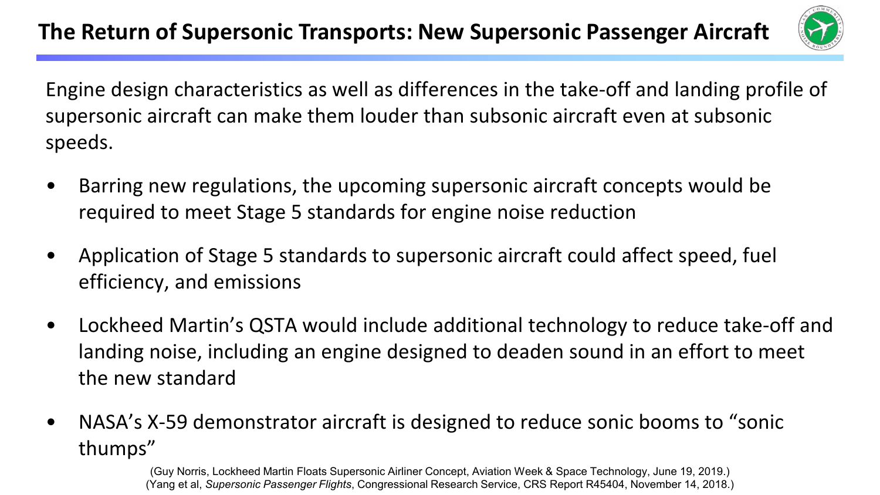# The Return of Supersonic Transports: New Supersonic Passenger Aircraft

Engine design characteristics as well as differences in the take-off and landing profile of supersonic aircraft can make them louder than subsonic aircraft even at subsonic speeds.

- Barring new regulations, the upcoming supersonic aircraft concepts would be required to meet Stage 5 standards for engine noise reduction
- Application of Stage 5 standards to supersonic aircraft could affect speed, fuel efficiency, and emissions
- Lockheed Martin's QSTA would include additional technology to reduce take-off and landing noise, including an engine designed to deaden sound in an effort to meet the new standard
- NASA's X-59 demonstrator aircraft is designed to reduce sonic booms to "sonic thumps"

(Guy Norris, Lockheed Martin Floats Supersonic Airliner Concept, Aviation Week & Space Technology, June 19, 2019.)
(Yang et al, *Supersonic Passenger Flights*, Congressional Research Service, CRS Report R45404, November 14, 2018.)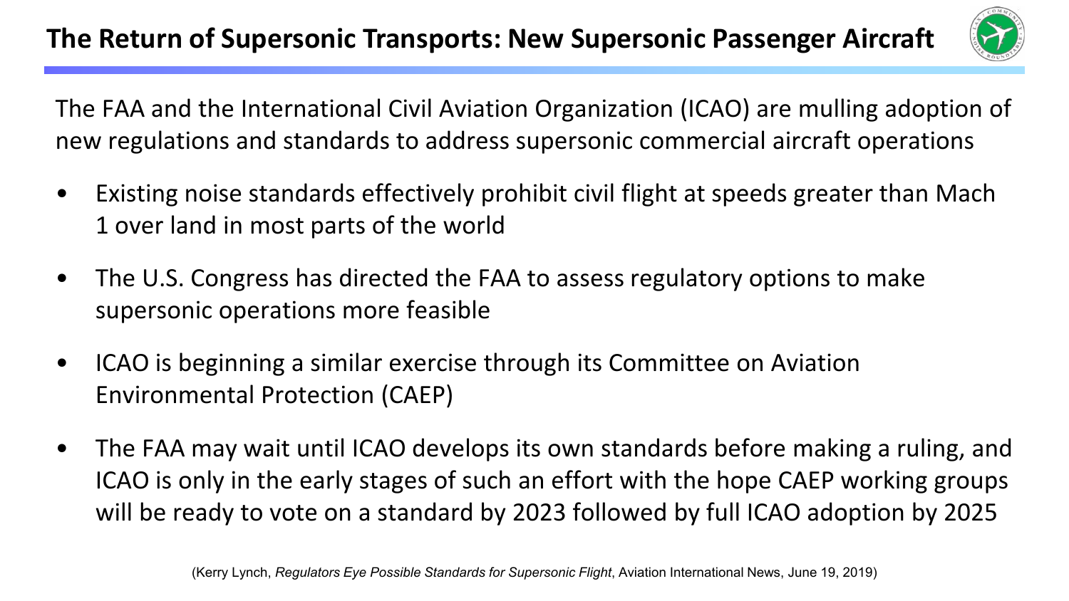# The Return of Supersonic Transports: New Supersonic Passenger Aircraft

The FAA and the International Civil Aviation Organization (ICAO) are mulling adoption of new regulations and standards to address supersonic commercial aircraft operations

- Existing noise standards effectively prohibit civil flight at speeds greater than Mach 1 over land in most parts of the world
- The U.S. Congress has directed the FAA to assess regulatory options to make supersonic operations more feasible
- ICAO is beginning a similar exercise through its Committee on Aviation Environmental Protection (CAEP)
- The FAA may wait until ICAO develops its own standards before making a ruling, and ICAO is only in the early stages of such an effort with the hope CAEP working groups will be ready to vote on a standard by 2023 followed by full ICAO adoption by 2025

(Kerry Lynch, *Regulators Eye Possible Standards for Supersonic Flight*, Aviation International News, June 19, 2019)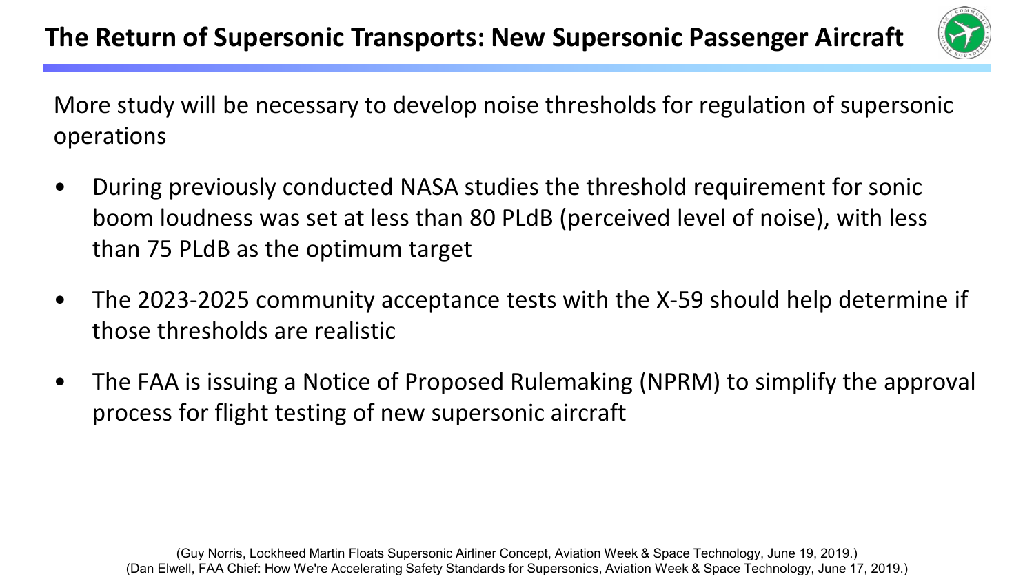# The Return of Supersonic Transports: New Supersonic Passenger Aircraft

More study will be necessary to develop noise thresholds for regulation of supersonic operations

- During previously conducted NASA studies the threshold requirement for sonic boom loudness was set at less than 80 PLdB (perceived level of noise), with less than 75 PLdB as the optimum target
- The 2023-2025 community acceptance tests with the X-59 should help determine if those thresholds are realistic
- The FAA is issuing a Notice of Proposed Rulemaking (NPRM) to simplify the approval process for flight testing of new supersonic aircraft

(Guy Norris, Lockheed Martin Floats Supersonic Airliner Concept, Aviation Week & Space Technology, June 19, 2019.)
(Dan Elwell, FAA Chief: How We're Accelerating Safety Standards for Supersonics, Aviation Week & Space Technology, June 17, 2019.)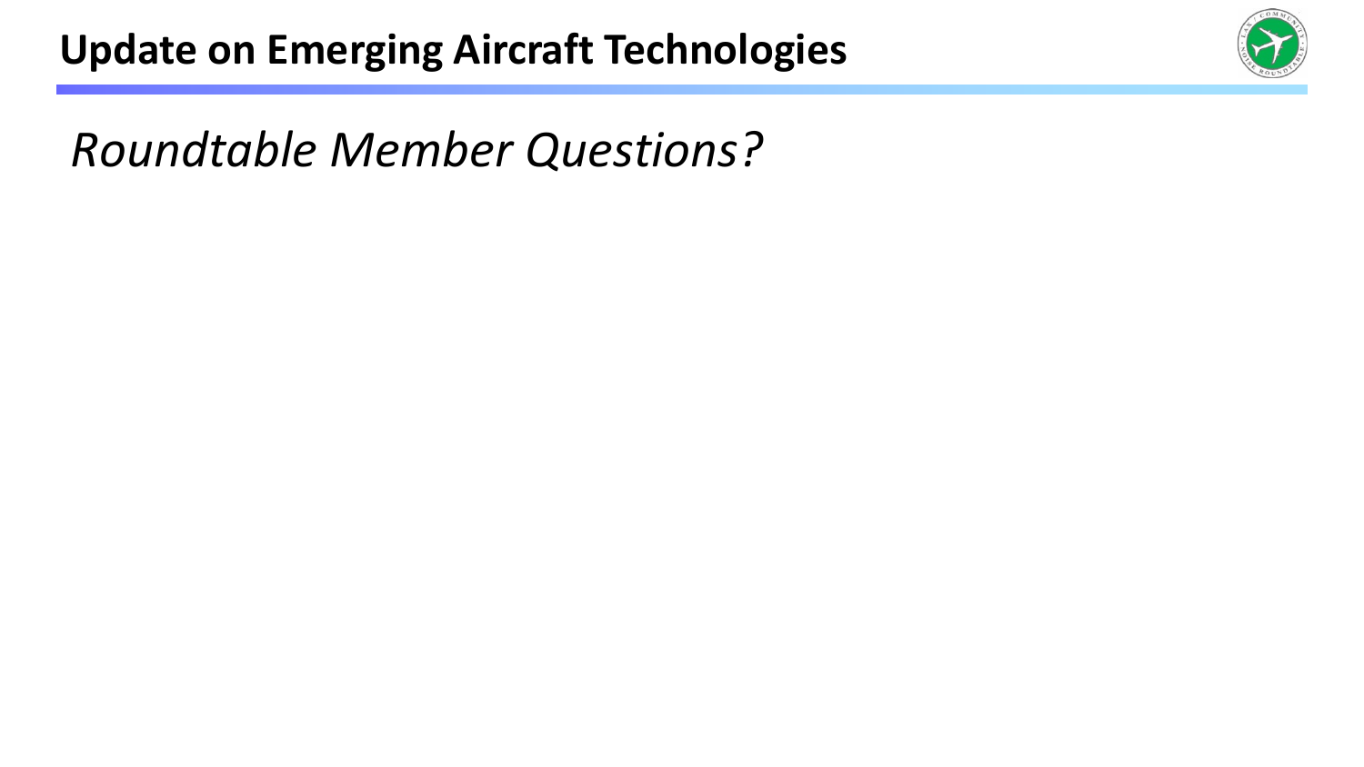# Update on Emerging Aircraft Technologies

*Roundtable Member Questions?*